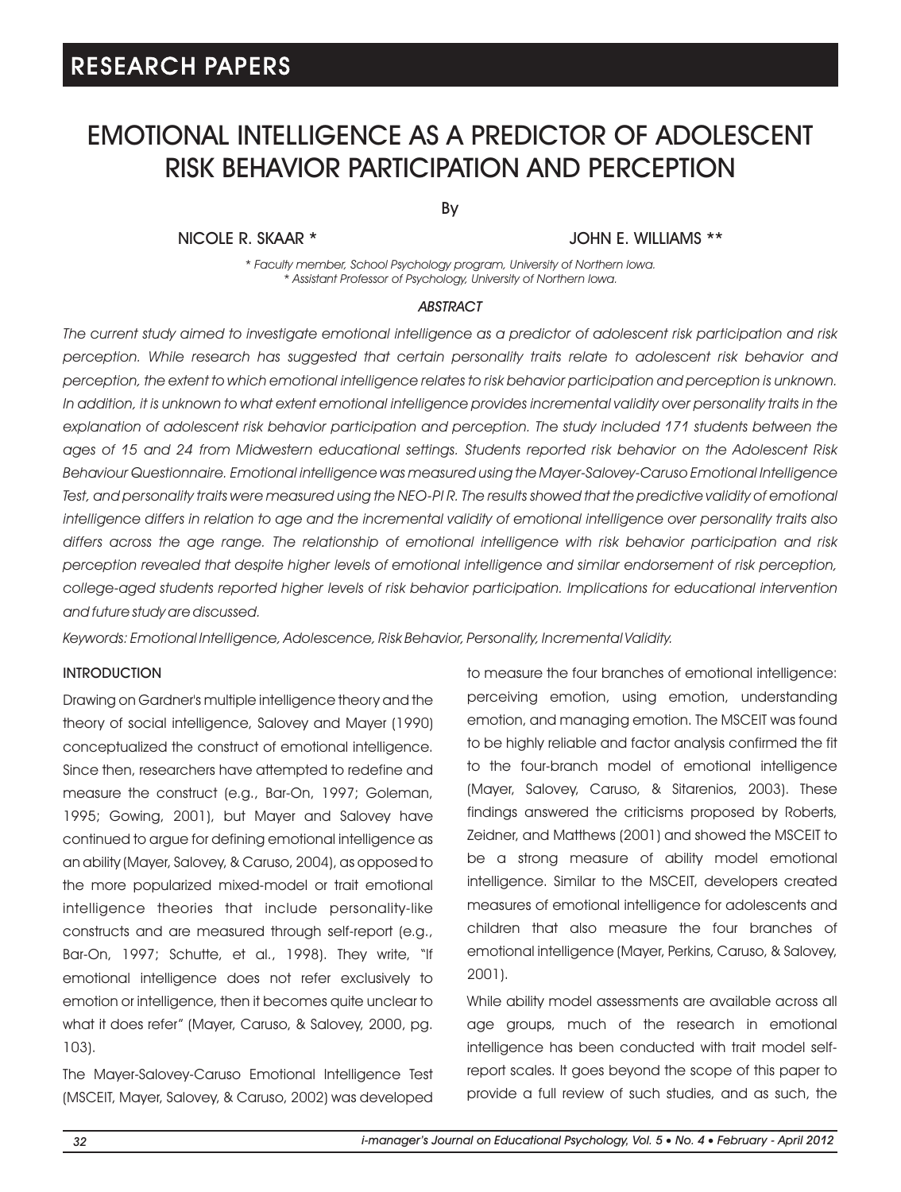RESEARCH PAPERS

# EMOTIONAL INTELLIGENCE AS A PREDICTOR OF ADOLESCENT RISK BEHAVIOR PARTICIPATION AND PERCEPTION

By

NICOLE R. SKAAR * JOHN E. WILLIAMS **

*\* Faculty member, School Psychology program, University of Northern Iowa.*
*\* Assistant Professor of Psychology, University of Northern Iowa.*

### *ABSTRACT*

*The current study aimed to investigate emotional intelligence as a predictor of adolescent risk participation and risk perception. While research has suggested that certain personality traits relate to adolescent risk behavior and perception, the extent to which emotional intelligence relates to risk behavior participation and perception is unknown. In addition, it is unknown to what extent emotional intelligence provides incremental validity over personality traits in the explanation of adolescent risk behavior participation and perception. The study included 171 students between the ages of 15 and 24 from Midwestern educational settings. Students reported risk behavior on the Adolescent Risk Behaviour Questionnaire. Emotional intelligence was measured using the Mayer-Salovey-Caruso Emotional Intelligence Test, and personality traits were measured using the NEO-PI R. The results showed that the predictive validity of emotional intelligence differs in relation to age and the incremental validity of emotional intelligence over personality traits also differs across the age range. The relationship of emotional intelligence with risk behavior participation and risk perception revealed that despite higher levels of emotional intelligence and similar endorsement of risk perception, college-aged students reported higher levels of risk behavior participation. Implications for educational intervention and future study are discussed.*

*Keywords: Emotional Intelligence, Adolescence, Risk Behavior, Personality, Incremental Validity.*

## INTRODUCTION

Drawing on Gardner's multiple intelligence theory and the theory of social intelligence, Salovey and Mayer (1990) conceptualized the construct of emotional intelligence. Since then, researchers have attempted to redefine and measure the construct (e.g., Bar-On, 1997; Goleman, 1995; Gowing, 2001), but Mayer and Salovey have continued to argue for defining emotional intelligence as an ability (Mayer, Salovey, & Caruso, 2004), as opposed to the more popularized mixed-model or trait emotional intelligence theories that include personality-like constructs and are measured through self-report (e.g., Bar-On, 1997; Schutte, et al., 1998). They write, "If emotional intelligence does not refer exclusively to emotion or intelligence, then it becomes quite unclear to what it does refer" (Mayer, Caruso, & Salovey, 2000, pg. 103).

The Mayer-Salovey-Caruso Emotional Intelligence Test (MSCEIT, Mayer, Salovey, & Caruso, 2002) was developed to measure the four branches of emotional intelligence: perceiving emotion, using emotion, understanding emotion, and managing emotion. The MSCEIT was found to be highly reliable and factor analysis confirmed the fit to the four-branch model of emotional intelligence (Mayer, Salovey, Caruso, & Sitarenios, 2003). These findings answered the criticisms proposed by Roberts, Zeidner, and Matthews (2001) and showed the MSCEIT to be a strong measure of ability model emotional intelligence. Similar to the MSCEIT, developers created measures of emotional intelligence for adolescents and children that also measure the four branches of emotional intelligence (Mayer, Perkins, Caruso, & Salovey, 2001).

While ability model assessments are available across all age groups, much of the research in emotional intelligence has been conducted with trait model self-report scales. It goes beyond the scope of this paper to provide a full review of such studies, and as such, the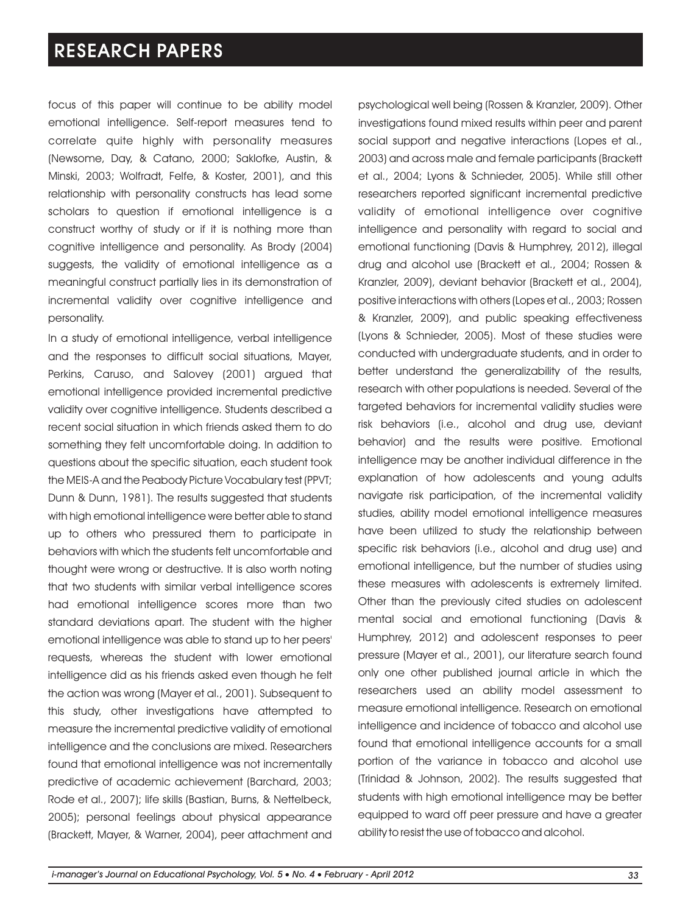focus of this paper will continue to be ability model emotional intelligence. Self-report measures tend to correlate quite highly with personality measures (Newsome, Day, & Catano, 2000; Saklofke, Austin, & Minski, 2003; Wolfradt, Felfe, & Koster, 2001), and this relationship with personality constructs has lead some scholars to question if emotional intelligence is a construct worthy of study or if it is nothing more than cognitive intelligence and personality. As Brody (2004) suggests, the validity of emotional intelligence as a meaningful construct partially lies in its demonstration of incremental validity over cognitive intelligence and personality.

In a study of emotional intelligence, verbal intelligence and the responses to difficult social situations, Mayer, Perkins, Caruso, and Salovey (2001) argued that emotional intelligence provided incremental predictive validity over cognitive intelligence. Students described a recent social situation in which friends asked them to do something they felt uncomfortable doing. In addition to questions about the specific situation, each student took the MEIS-A and the Peabody Picture Vocabulary test (PPVT; Dunn & Dunn, 1981). The results suggested that students with high emotional intelligence were better able to stand up to others who pressured them to participate in behaviors with which the students felt uncomfortable and thought were wrong or destructive. It is also worth noting that two students with similar verbal intelligence scores had emotional intelligence scores more than two standard deviations apart. The student with the higher emotional intelligence was able to stand up to her peers' requests, whereas the student with lower emotional intelligence did as his friends asked even though he felt the action was wrong (Mayer et al., 2001). Subsequent to this study, other investigations have attempted to measure the incremental predictive validity of emotional intelligence and the conclusions are mixed. Researchers found that emotional intelligence was not incrementally predictive of academic achievement (Barchard, 2003; Rode et al., 2007); life skills (Bastian, Burns, & Nettelbeck, 2005); personal feelings about physical appearance (Brackett, Mayer, & Warner, 2004), peer attachment and psychological well being (Rossen & Kranzler, 2009). Other investigations found mixed results within peer and parent social support and negative interactions (Lopes et al., 2003) and across male and female participants (Brackett et al., 2004; Lyons & Schnieder, 2005). While still other researchers reported significant incremental predictive validity of emotional intelligence over cognitive intelligence and personality with regard to social and emotional functioning (Davis & Humphrey, 2012), illegal drug and alcohol use (Brackett et al., 2004; Rossen & Kranzler, 2009), deviant behavior (Brackett et al., 2004), positive interactions with others (Lopes et al., 2003; Rossen & Kranzler, 2009), and public speaking effectiveness (Lyons & Schnieder, 2005). Most of these studies were conducted with undergraduate students, and in order to better understand the generalizability of the results, research with other populations is needed. Several of the targeted behaviors for incremental validity studies were risk behaviors (i.e., alcohol and drug use, deviant behavior) and the results were positive. Emotional intelligence may be another individual difference in the explanation of how adolescents and young adults navigate risk participation, of the incremental validity studies, ability model emotional intelligence measures have been utilized to study the relationship between specific risk behaviors (i.e., alcohol and drug use) and emotional intelligence, but the number of studies using these measures with adolescents is extremely limited. Other than the previously cited studies on adolescent mental social and emotional functioning (Davis & Humphrey, 2012) and adolescent responses to peer pressure (Mayer et al., 2001), our literature search found only one other published journal article in which the researchers used an ability model assessment to measure emotional intelligence. Research on emotional intelligence and incidence of tobacco and alcohol use found that emotional intelligence accounts for a small portion of the variance in tobacco and alcohol use (Trinidad & Johnson, 2002). The results suggested that students with high emotional intelligence may be better equipped to ward off peer pressure and have a greater ability to resist the use of tobacco and alcohol.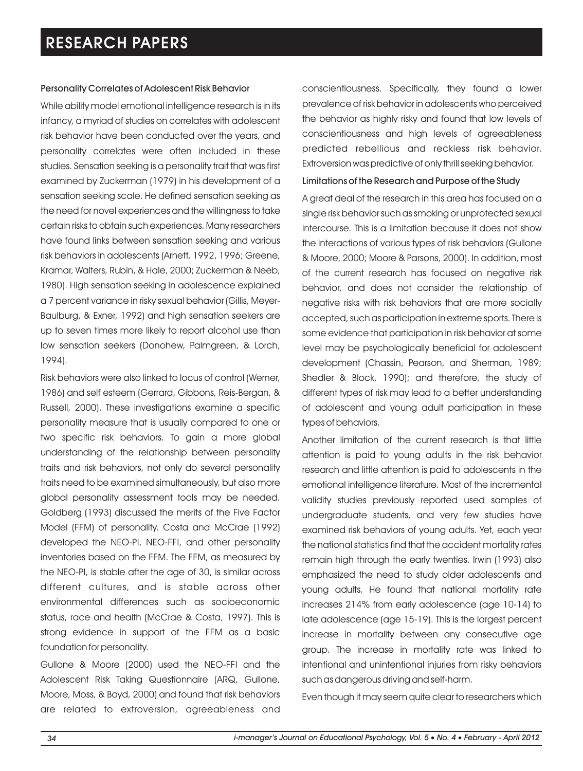### Personality Correlates of Adolescent Risk Behavior

While ability model emotional intelligence research is in its infancy, a myriad of studies on correlates with adolescent risk behavior have been conducted over the years, and personality correlates were often included in these studies. Sensation seeking is a personality trait that was first examined by Zuckerman (1979) in his development of a sensation seeking scale. He defined sensation seeking as the need for novel experiences and the willingness to take certain risks to obtain such experiences. Many researchers have found links between sensation seeking and various risk behaviors in adolescents (Arnett, 1992, 1996; Greene, Kramar, Walters, Rubin, & Hale, 2000; Zuckerman & Neeb, 1980). High sensation seeking in adolescence explained a 7 percent variance in risky sexual behavior (Gillis, Meyer-Baulburg, & Exner, 1992) and high sensation seekers are up to seven times more likely to report alcohol use than low sensation seekers (Donohew, Palmgreen, & Lorch, 1994).

Risk behaviors were also linked to locus of control (Werner, 1986) and self esteem (Gerrard, Gibbons, Reis-Bergan, & Russell, 2000). These investigations examine a specific personality measure that is usually compared to one or two specific risk behaviors. To gain a more global understanding of the relationship between personality traits and risk behaviors, not only do several personality traits need to be examined simultaneously, but also more global personality assessment tools may be needed. Goldberg (1993) discussed the merits of the Five Factor Model (FFM) of personality. Costa and McCrae (1992) developed the NEO-PI, NEO-FFI, and other personality inventories based on the FFM. The FFM, as measured by the NEO-PI, is stable after the age of 30, is similar across different cultures, and is stable across other environmental differences such as socioeconomic status, race and health (McCrae & Costa, 1997). This is strong evidence in support of the FFM as a basic foundation for personality.

Gullone & Moore (2000) used the NEO-FFI and the Adolescent Risk Taking Questionnaire (ARQ, Gullone, Moore, Moss, & Boyd, 2000) and found that risk behaviors are related to extroversion, agreeableness and conscientiousness. Specifically, they found a lower prevalence of risk behavior in adolescents who perceived the behavior as highly risky and found that low levels of conscientiousness and high levels of agreeableness predicted rebellious and reckless risk behavior. Extroversion was predictive of only thrill seeking behavior.

### Limitations of the Research and Purpose of the Study

A great deal of the research in this area has focused on a single risk behavior such as smoking or unprotected sexual intercourse. This is a limitation because it does not show the interactions of various types of risk behaviors (Gullone & Moore, 2000; Moore & Parsons, 2000). In addition, most of the current research has focused on negative risk behavior, and does not consider the relationship of negative risks with risk behaviors that are more socially accepted, such as participation in extreme sports. There is some evidence that participation in risk behavior at some level may be psychologically beneficial for adolescent development (Chassin, Pearson, and Sherman, 1989; Shedler & Block, 1990); and therefore, the study of different types of risk may lead to a better understanding of adolescent and young adult participation in these types of behaviors.

Another limitation of the current research is that little attention is paid to young adults in the risk behavior research and little attention is paid to adolescents in the emotional intelligence literature. Most of the incremental validity studies previously reported used samples of undergraduate students, and very few studies have examined risk behaviors of young adults. Yet, each year the national statistics find that the accident mortality rates remain high through the early twenties. Irwin (1993) also emphasized the need to study older adolescents and young adults. He found that national mortality rate increases 214% from early adolescence (age 10-14) to late adolescence (age 15-19). This is the largest percent increase in mortality between any consecutive age group. The increase in mortality rate was linked to intentional and unintentional injuries from risky behaviors such as dangerous driving and self-harm.

Even though it may seem quite clear to researchers which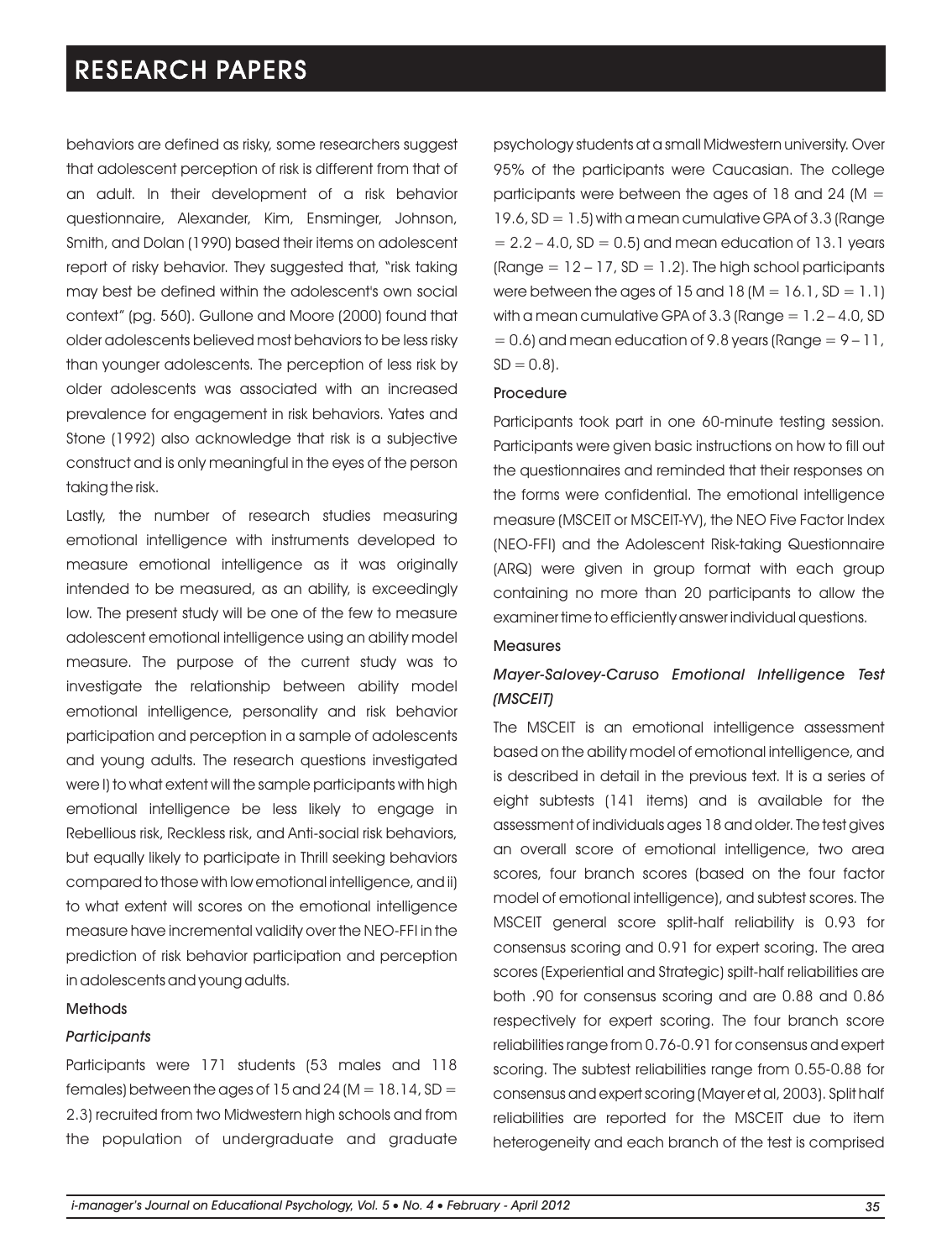behaviors are defined as risky, some researchers suggest that adolescent perception of risk is different from that of an adult. In their development of a risk behavior questionnaire, Alexander, Kim, Ensminger, Johnson, Smith, and Dolan (1990) based their items on adolescent report of risky behavior. They suggested that, "risk taking may best be defined within the adolescent's own social context" (pg. 560). Gullone and Moore (2000) found that older adolescents believed most behaviors to be less risky than younger adolescents. The perception of less risk by older adolescents was associated with an increased prevalence for engagement in risk behaviors. Yates and Stone (1992) also acknowledge that risk is a subjective construct and is only meaningful in the eyes of the person taking the risk.

Lastly, the number of research studies measuring emotional intelligence with instruments developed to measure emotional intelligence as it was originally intended to be measured, as an ability, is exceedingly low. The present study will be one of the few to measure adolescent emotional intelligence using an ability model measure. The purpose of the current study was to investigate the relationship between ability model emotional intelligence, personality and risk behavior participation and perception in a sample of adolescents and young adults. The research questions investigated were I) to what extent will the sample participants with high emotional intelligence be less likely to engage in Rebellious risk, Reckless risk, and Anti-social risk behaviors, but equally likely to participate in Thrill seeking behaviors compared to those with low emotional intelligence, and ii) to what extent will scores on the emotional intelligence measure have incremental validity over the NEO-FFI in the prediction of risk behavior participation and perception in adolescents and young adults.

## Methods

### *Participants*

Participants were 171 students (53 males and 118 females) between the ages of 15 and 24 ($M = 18.14$, $SD = 2.3$) recruited from two Midwestern high schools and from the population of undergraduate and graduate psychology students at a small Midwestern university. Over 95% of the participants were Caucasian. The college participants were between the ages of 18 and 24 ($M = 19.6$, $SD = 1.5$) with a mean cumulative GPA of 3.3 (Range $= 2.2 – 4.0$, $SD = 0.5$) and mean education of 13.1 years (Range $= 12 – 17$, $SD = 1.2$). The high school participants were between the ages of 15 and 18 ($M = 16.1$, $SD = 1.1$) with a mean cumulative GPA of 3.3 (Range $= 1.2 – 4.0$, $SD = 0.6$) and mean education of 9.8 years (Range $= 9 – 11$, $SD = 0.8$).

### Procedure

Participants took part in one 60-minute testing session. Participants were given basic instructions on how to fill out the questionnaires and reminded that their responses on the forms were confidential. The emotional intelligence measure (MSCEIT or MSCEIT-YV), the NEO Five Factor Index (NEO-FFI) and the Adolescent Risk-taking Questionnaire (ARQ) were given in group format with each group containing no more than 20 participants to allow the examiner time to efficiently answer individual questions.

### Measures

#### *Mayer-Salovey-Caruso Emotional Intelligence Test (MSCEIT)*

The MSCEIT is an emotional intelligence assessment based on the ability model of emotional intelligence, and is described in detail in the previous text. It is a series of eight subtests (141 items) and is available for the assessment of individuals ages 18 and older. The test gives an overall score of emotional intelligence, two area scores, four branch scores (based on the four factor model of emotional intelligence), and subtest scores. The MSCEIT general score split-half reliability is 0.93 for consensus scoring and 0.91 for expert scoring. The area scores (Experiential and Strategic) spilt-half reliabilities are both .90 for consensus scoring and are 0.88 and 0.86 respectively for expert scoring. The four branch score reliabilities range from 0.76-0.91 for consensus and expert scoring. The subtest reliabilities range from 0.55-0.88 for consensus and expert scoring (Mayer et al, 2003). Split half reliabilities are reported for the MSCEIT due to item heterogeneity and each branch of the test is comprised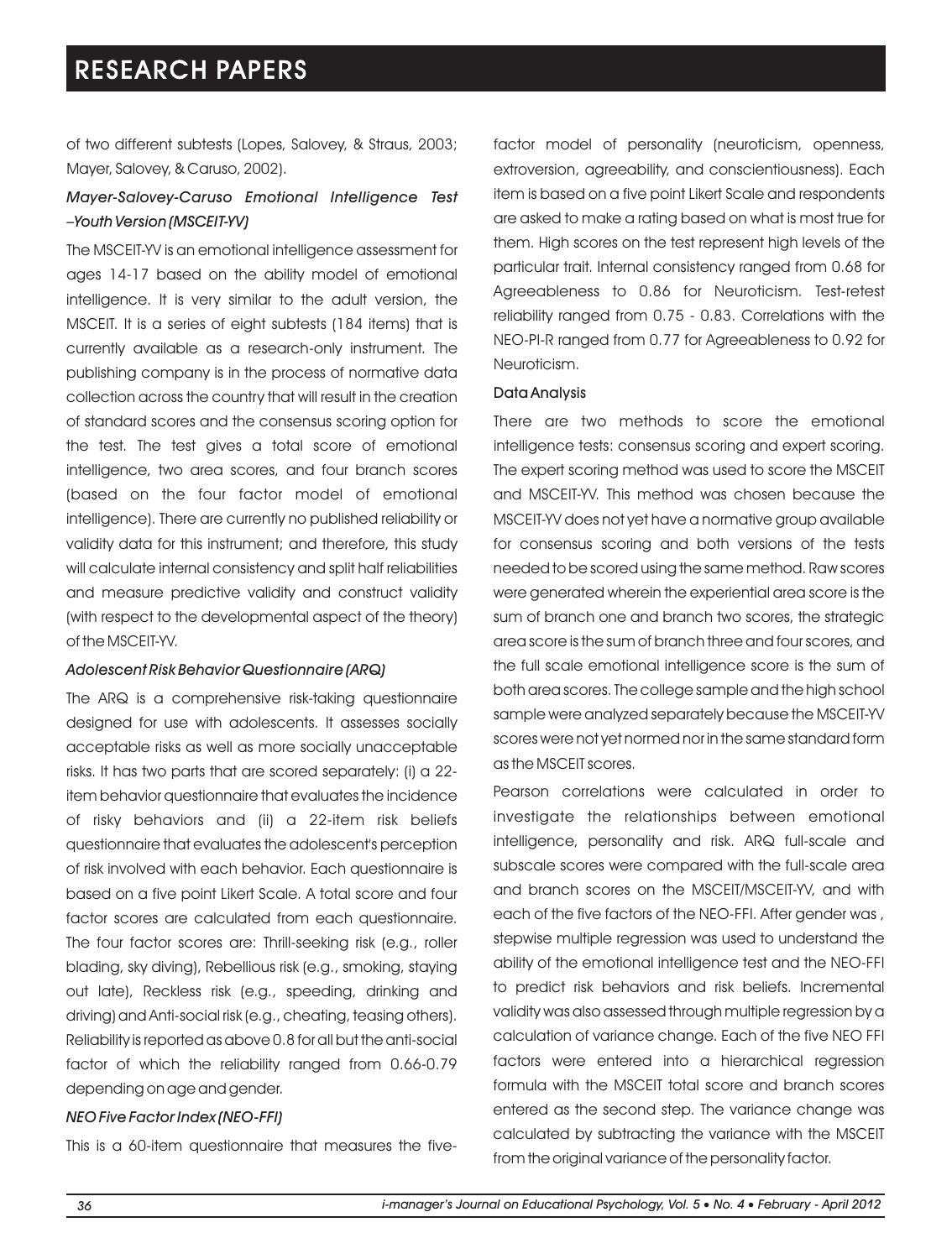of two different subtests (Lopes, Salovey, & Straus, 2003; Mayer, Salovey, & Caruso, 2002).

### *Mayer-Salovey-Caruso Emotional Intelligence Test –Youth Version (MSCEIT-YV)*

The MSCEIT-YV is an emotional intelligence assessment for ages 14-17 based on the ability model of emotional intelligence. It is very similar to the adult version, the MSCEIT. It is a series of eight subtests (184 items) that is currently available as a research-only instrument. The publishing company is in the process of normative data collection across the country that will result in the creation of standard scores and the consensus scoring option for the test. The test gives a total score of emotional intelligence, two area scores, and four branch scores (based on the four factor model of emotional intelligence). There are currently no published reliability or validity data for this instrument; and therefore, this study will calculate internal consistency and split half reliabilities and measure predictive validity and construct validity (with respect to the developmental aspect of the theory) of the MSCEIT-YV.

### *Adolescent Risk Behavior Questionnaire (ARQ)*

The ARQ is a comprehensive risk-taking questionnaire designed for use with adolescents. It assesses socially acceptable risks as well as more socially unacceptable risks. It has two parts that are scored separately: (i) a 22-item behavior questionnaire that evaluates the incidence of risky behaviors and (ii) a 22-item risk beliefs questionnaire that evaluates the adolescent's perception of risk involved with each behavior. Each questionnaire is based on a five point Likert Scale. A total score and four factor scores are calculated from each questionnaire. The four factor scores are: Thrill-seeking risk (e.g., roller blading, sky diving), Rebellious risk (e.g., smoking, staying out late), Reckless risk (e.g., speeding, drinking and driving) and Anti-social risk (e.g., cheating, teasing others). Reliability is reported as above 0.8 for all but the anti-social factor of which the reliability ranged from 0.66-0.79 depending on age and gender.

### *NEO Five Factor Index (NEO-FFI)*

This is a 60-item questionnaire that measures the five-factor model of personality (neuroticism, openness, extroversion, agreeability, and conscientiousness). Each item is based on a five point Likert Scale and respondents are asked to make a rating based on what is most true for them. High scores on the test represent high levels of the particular trait. Internal consistency ranged from 0.68 for Agreeableness to 0.86 for Neuroticism. Test-retest reliability ranged from 0.75 - 0.83. Correlations with the NEO-PI-R ranged from 0.77 for Agreeableness to 0.92 for Neuroticism.

### Data Analysis

There are two methods to score the emotional intelligence tests: consensus scoring and expert scoring. The expert scoring method was used to score the MSCEIT and MSCEIT-YV. This method was chosen because the MSCEIT-YV does not yet have a normative group available for consensus scoring and both versions of the tests needed to be scored using the same method. Raw scores were generated wherein the experiential area score is the sum of branch one and branch two scores, the strategic area score is the sum of branch three and four scores, and the full scale emotional intelligence score is the sum of both area scores. The college sample and the high school sample were analyzed separately because the MSCEIT-YV scores were not yet normed nor in the same standard form as the MSCEIT scores.

Pearson correlations were calculated in order to investigate the relationships between emotional intelligence, personality and risk. ARQ full-scale and subscale scores were compared with the full-scale area and branch scores on the MSCEIT/MSCEIT-YV, and with each of the five factors of the NEO-FFI. After gender was , stepwise multiple regression was used to understand the ability of the emotional intelligence test and the NEO-FFI to predict risk behaviors and risk beliefs. Incremental validity was also assessed through multiple regression by a calculation of variance change. Each of the five NEO FFI factors were entered into a hierarchical regression formula with the MSCEIT total score and branch scores entered as the second step. The variance change was calculated by subtracting the variance with the MSCEIT from the original variance of the personality factor.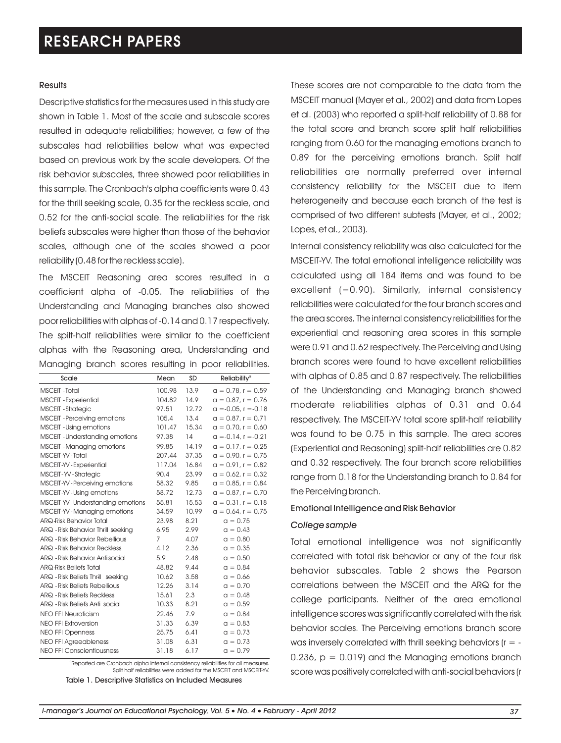### Results

Descriptive statistics for the measures used in this study are shown in Table 1. Most of the scale and subscale scores resulted in adequate reliabilities; however, a few of the subscales had reliabilities below what was expected based on previous work by the scale developers. Of the risk behavior subscales, three showed poor reliabilities in this sample. The Cronbach's alpha coefficients were 0.43 for the thrill seeking scale, 0.35 for the reckless scale, and 0.52 for the anti-social scale. The reliabilities for the risk beliefs subscales were higher than those of the behavior scales, although one of the scales showed a poor reliability (0.48 for the reckless scale).

The MSCEIT Reasoning area scores resulted in a coefficient alpha of -0.05. The reliabilities of the Understanding and Managing branches also showed poor reliabilities with alphas of -0.14 and 0.17 respectively. The spilt-half reliabilities were similar to the coefficient alphas with the Reasoning area, Understanding and Managing branch scores resulting in poor reliabilities.

| Scale | Mean | SD | Reliability[a] |
|---|---|---|---|
| MSCEIT -Total | 100.98 | 13.9 | $\alpha = 0.78$, $r = 0.59$ |
| MSCEIT -Experiential | 104.82 | 14.9 | $\alpha = 0.87$, $r = 0.76$ |
| MSCEIT -Strategic | 97.51 | 12.72 | $\alpha = -0.05$, $r = -0.18$ |
| MSCEIT -Perceiving emotions | 105.4 | 13.4 | $\alpha = 0.87$, $r = 0.71$ |
| MSCEIT -Using emotions | 101.47 | 15.34 | $\alpha = 0.70$, $r = 0.60$ |
| MSCEIT -Understanding emotions | 97.38 | 14 | $\alpha = -0.14$, $r = -0.21$ |
| MSCEIT -Managing emotions | 99.85 | 14.19 | $\alpha = 0.17$, $r = -0.25$ |
| MSCEIT-YV - Total | 207.44 | 37.35 | $\alpha = 0.90$, $r = 0.75$ |
| MSCEIT-YV - Experiential | 117.04 | 16.84 | $\alpha = 0.91$, $r = 0.82$ |
| MSCEIT - YV - Strategic | 90.4 | 23.99 | $\alpha = 0.62$, $r = 0.32$ |
| MSCEIT-YV - Perceiving emotions | 58.32 | 9.85 | $\alpha = 0.85$, $r = 0.84$ |
| MSCEIT-YV - Using emotions | 58.72 | 12.73 | $\alpha = 0.87$, $r = 0.70$ |
| MSCEIT-YV - Understanding emotions | 55.81 | 15.53 | $\alpha = 0.31$, $r = 0.18$ |
| MSCEIT-YV - Managing emotions | 34.59 | 10.99 | $\alpha = 0.64$, $r = 0.75$ |
| ARQ-Risk Behavior Total | 23.98 | 8.21 | $\alpha = 0.75$ |
| ARQ - Risk Behavior Thrill seeking | 6.95 | 2.99 | $\alpha = 0.43$ |
| ARQ - Risk Behavior Rebellious | 7 | 4.07 | $\alpha = 0.80$ |
| ARQ - Risk Behavior Reckless | 4.12 | 2.36 | $\alpha = 0.35$ |
| ARQ - Risk Behavior Anti social | 5.9 | 2.48 | $\alpha = 0.50$ |
| ARQ-Risk Beliefs Total | 48.82 | 9.44 | $\alpha = 0.84$ |
| ARQ - Risk Beliefs Thrill seeking | 10.62 | 3.58 | $\alpha = 0.66$ |
| ARQ - Risk Beliefs Rebellious | 12.26 | 3.14 | $\alpha = 0.70$ |
| ARQ - Risk Beliefs Reckless | 15.61 | 2.3 | $\alpha = 0.48$ |
| ARQ - Risk Beliefs Anti social | 10.33 | 8.21 | $\alpha = 0.59$ |
| NEO FFI Neuroticism | 22.46 | 7.9 | $\alpha = 0.84$ |
| NEO FFI Extroversion | 31.33 | 6.39 | $\alpha = 0.83$ |
| NEO FFI Openness | 25.75 | 6.41 | $\alpha = 0.73$ |
| NEO FFI Agreeableness | 31.08 | 6.31 | $\alpha = 0.73$ |
| NEO FFI Conscientiousness | 31.18 | 6.17 | $\alpha = 0.79$ |

[a]Reported are Cronbach alpha internal consistency reliabilities for all measures. Split half reliabilities were added for the MSCEIT and MSCEIT-YV.

Table 1. Descriptive Statistics on Included Measures

These scores are not comparable to the data from the MSCEIT manual (Mayer et al., 2002) and data from Lopes et al. (2003) who reported a split-half reliability of 0.88 for the total score and branch score split half reliabilities ranging from 0.60 for the managing emotions branch to 0.89 for the perceiving emotions branch. Split half reliabilities are normally preferred over internal consistency reliability for the MSCEIT due to item heterogeneity and because each branch of the test is comprised of two different subtests (Mayer, et al., 2002; Lopes, et al., 2003).

Internal consistency reliability was also calculated for the MSCEIT-YV. The total emotional intelligence reliability was calculated using all 184 items and was found to be excellent (=0.90). Similarly, internal consistency reliabilities were calculated for the four branch scores and the area scores. The internal consistency reliabilities for the experiential and reasoning area scores in this sample were 0.91 and 0.62 respectively. The Perceiving and Using branch scores were found to have excellent reliabilities with alphas of 0.85 and 0.87 respectively. The reliabilities of the Understanding and Managing branch showed moderate reliabilities alphas of 0.31 and 0.64 respectively. The MSCEIT-YV total score split-half reliability was found to be 0.75 in this sample. The area scores (Experiential and Reasoning) spilt-half reliabilities are 0.82 and 0.32 respectively. The four branch score reliabilities range from 0.18 for the Understanding branch to 0.84 for the Perceiving branch.

#### Emotional Intelligence and Risk Behavior

*College sample*

Total emotional intelligence was not significantly correlated with total risk behavior or any of the four risk behavior subscales. Table 2 shows the Pearson correlations between the MSCEIT and the ARQ for the college participants. Neither of the area emotional intelligence scores was significantly correlated with the risk behavior scales. The Perceiving emotions branch score was inversely correlated with thrill seeking behaviors ($r = -0.236$, $p = 0.019$) and the Managing emotions branch score was positively correlated with anti-social behaviors (r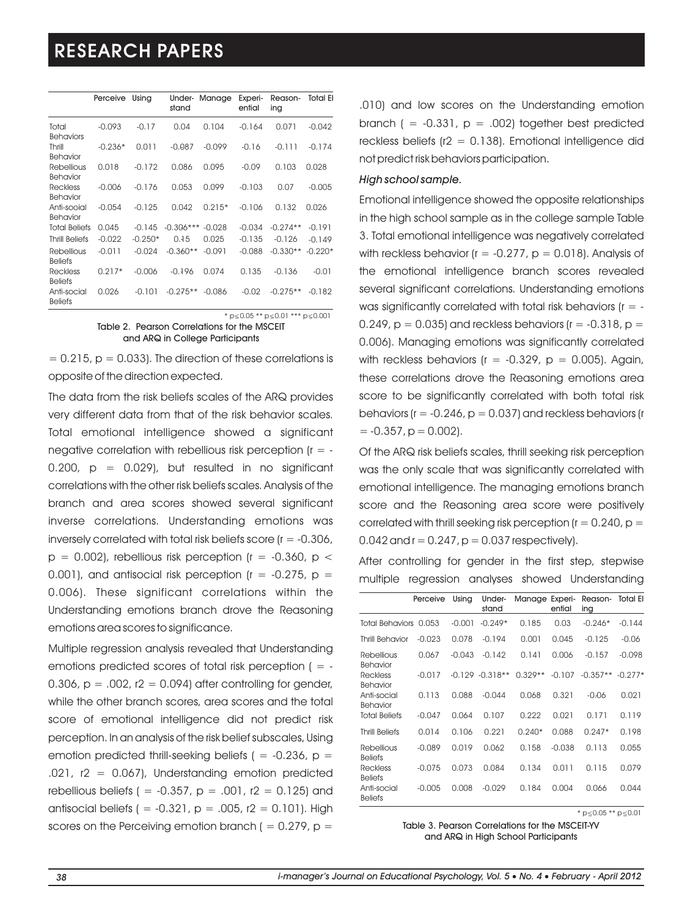|  | Perceive | Using | Under-stand | Manage | Experi-ential | Reason-ing | Total EI |
|---|---|---|---|---|---|---|---|
| Total Behaviors | -0.093 | -0.17 | 0.04 | 0.104 | -0.164 | 0.071 | -0.042 |
| Thrill Behavior | -0.236* | 0.011 | -0.087 | -0.099 | -0.16 | -0.111 | -0.174 |
| Rebellious Behavior | 0.018 | -0.172 | 0.086 | 0.095 | -0.09 | 0.103 | 0.028 |
| Reckless Behavior | -0.006 | -0.176 | 0.053 | 0.099 | -0.103 | 0.07 | -0.005 |
| Anti-social Behavior | -0.054 | -0.125 | 0.042 | 0.215* | -0.106 | 0.132 | 0.026 |
| Total Beliefs | 0.045 | -0.145 | -0.306*** | -0.028 | -0.034 | -0.274** | -0.191 |
| Thrill Beliefs | -0.022 | -0.250* | 0.15 | 0.025 | -0.135 | -0.126 | -0.149 |
| Rebellious Beliefs | -0.011 | -0.024 | -0.360** | -0.091 | -0.088 | -0.330** | -0.220* |
| Reckless Beliefs | 0.217* | -0.006 | -0.196 | 0.074 | 0.135 | -0.136 | -0.01 |
| Anti-social Beliefs | 0.026 | -0.101 | -0.275** | -0.086 | -0.02 | -0.275** | -0.182 |

* $p \leq 0.05$ ** $p \leq 0.01$ *** $p \leq 0.001$

Table 2. Pearson Correlations for the MSCEIT and ARQ in College Participants

= 0.215, p = 0.033). The direction of these correlations is opposite of the direction expected.

The data from the risk beliefs scales of the ARQ provides very different data from that of the risk behavior scales. Total emotional intelligence showed a significant negative correlation with rebellious risk perception ($r = -0.200$, $p = 0.029$), but resulted in no significant correlations with the other risk beliefs scales. Analysis of the branch and area scores showed several significant inverse correlations. Understanding emotions was inversely correlated with total risk beliefs score ($r = -0.306$, $p = 0.002$), rebellious risk perception ($r = -0.360$, $p < 0.001$), and antisocial risk perception ($r = -0.275$, $p = 0.006$). These significant correlations within the Understanding emotions branch drove the Reasoning emotions area scores to significance.

Multiple regression analysis revealed that Understanding emotions predicted scores of total risk perception ( = -0.306, p = .002, r2 = 0.094) after controlling for gender, while the other branch scores, area scores and the total score of emotional intelligence did not predict risk perception. In an analysis of the risk belief subscales, Using emotion predicted thrill-seeking beliefs ( = -0.236, p = .021, r2 = 0.067), Understanding emotion predicted rebellious beliefs ( = -0.357, p = .001, r2 = 0.125) and antisocial beliefs ( = -0.321, p = .005, r2 = 0.101). High scores on the Perceiving emotion branch ( = 0.279, p = .010) and low scores on the Understanding emotion branch ( = -0.331, p = .002) together best predicted reckless beliefs (r2 = 0.138). Emotional intelligence did not predict risk behaviors participation.

*High school sample.*

Emotional intelligence showed the opposite relationships in the high school sample as in the college sample Table 3. Total emotional intelligence was negatively correlated with reckless behavior ($r = -0.277$, $p = 0.018$). Analysis of the emotional intelligence branch scores revealed several significant correlations. Understanding emotions was significantly correlated with total risk behaviors ($r = -0.249$, $p = 0.035$) and reckless behaviors ($r = -0.318$, $p = 0.006$). Managing emotions was significantly correlated with reckless behaviors ($r = -0.329$, $p = 0.005$). Again, these correlations drove the Reasoning emotions area score to be significantly correlated with both total risk behaviors ($r = -0.246$, $p = 0.037$) and reckless behaviors ($r = -0.357$, $p = 0.002$).

Of the ARQ risk beliefs scales, thrill seeking risk perception was the only scale that was significantly correlated with emotional intelligence. The managing emotions branch score and the Reasoning area score were positively correlated with thrill seeking risk perception ($r = 0.240$, $p = 0.042$ and $r = 0.247$, $p = 0.037$ respectively).

After controlling for gender in the first step, stepwise multiple regression analyses showed Understanding

|  | Perceive | Using | Under-stand | Manage | Experi-ential | Reason-ing | Total EI |
|---|---|---|---|---|---|---|---|
| Total Behaviors | 0.053 | -0.001 | -0.249* | 0.185 | 0.03 | -0.246* | -0.144 |
| Thrill Behavior | -0.023 | 0.078 | -0.194 | 0.001 | 0.045 | -0.125 | -0.06 |
| Rebellious Behavior | 0.067 | -0.043 | -0.142 | 0.141 | 0.006 | -0.157 | -0.098 |
| Reckless Behavior | -0.017 | -0.129 | -0.318** | 0.329** | -0.107 | -0.357** | -0.277* |
| Anti-social Behavior | 0.113 | 0.088 | -0.044 | 0.068 | 0.321 | -0.06 | 0.021 |
| Total Beliefs | -0.047 | 0.064 | 0.107 | 0.222 | 0.021 | 0.171 | 0.119 |
| Thrill Beliefs | 0.014 | 0.106 | 0.221 | 0.240* | 0.088 | 0.247* | 0.198 |
| Rebellious Beliefs | -0.089 | 0.019 | 0.062 | 0.158 | -0.038 | 0.113 | 0.055 |
| Reckless Beliefs | -0.075 | 0.073 | 0.084 | 0.134 | 0.011 | 0.115 | 0.079 |
| Anti-social Beliefs | -0.005 | 0.008 | -0.029 | 0.184 | 0.004 | 0.066 | 0.044 |

* $p \leq 0.05$ ** $p \leq 0.01$

Table 3. Pearson Correlations for the MSCEIT-YV and ARQ in High School Participants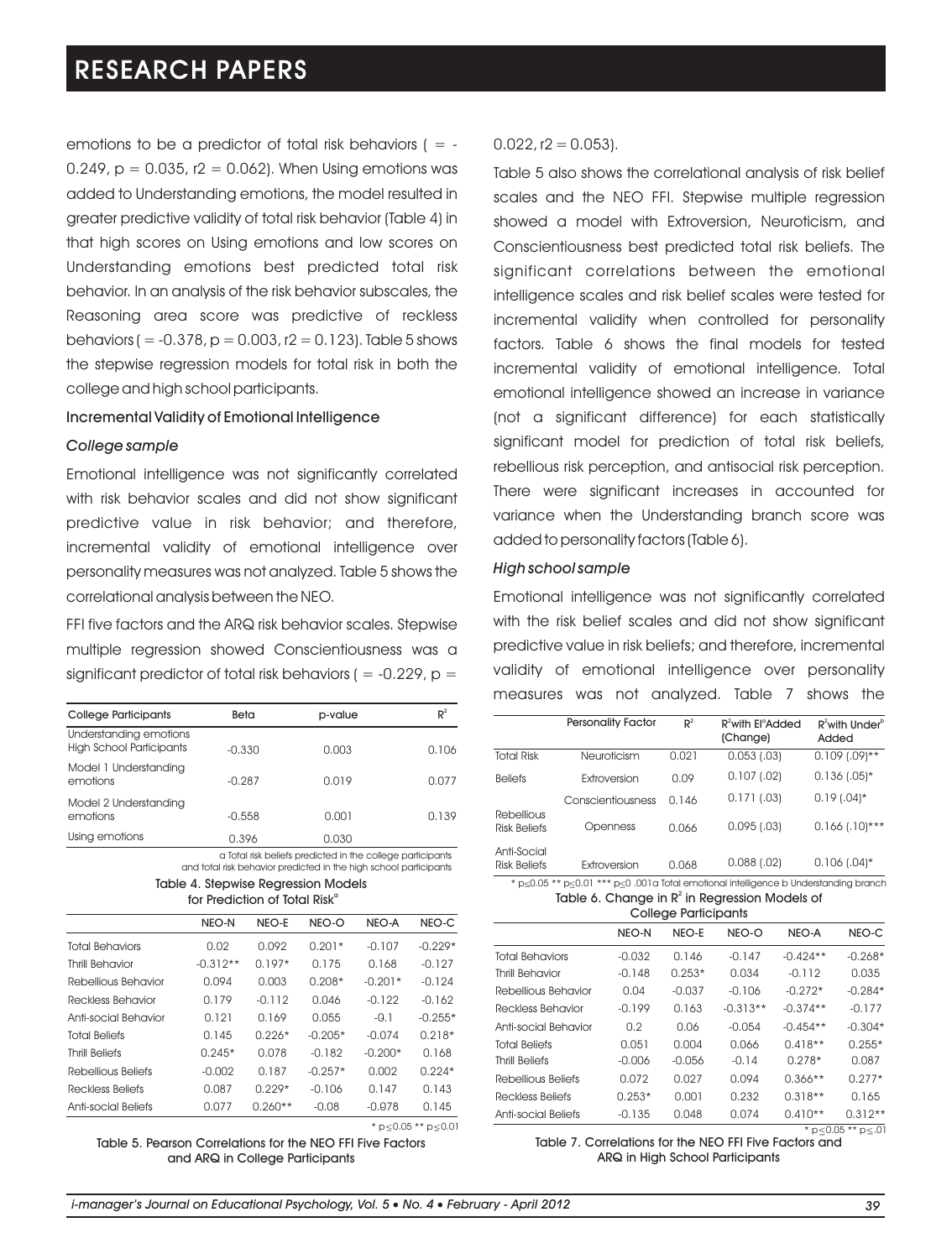emotions to be a predictor of total risk behaviors ( = -0.249, p = 0.035, r2 = 0.062). When Using emotions was added to Understanding emotions, the model resulted in greater predictive validity of total risk behavior (Table 4) in that high scores on Using emotions and low scores on Understanding emotions best predicted total risk behavior. In an analysis of the risk behavior subscales, the Reasoning area score was predictive of reckless behaviors ( = -0.378, p = 0.003, r2 = 0.123). Table 5 shows the stepwise regression models for total risk in both the college and high school participants.

### Incremental Validity of Emotional Intelligence

#### *College sample*

Emotional intelligence was not significantly correlated with risk behavior scales and did not show significant predictive value in risk behavior; and therefore, incremental validity of emotional intelligence over personality measures was not analyzed. Table 5 shows the correlational analysis between the NEO.

FFI five factors and the ARQ risk behavior scales. Stepwise multiple regression showed Conscientiousness was a significant predictor of total risk behaviors ( = -0.229, p = 0.022, r2 = 0.053).

| College Participants | Beta | p-value | $R^2$ |
|---|---|---|---|
| Understanding emotions High School Participants | -0.330 | 0.003 | 0.106 |
| Model 1 Understanding emotions | -0.287 | 0.019 | 0.077 |
| Model 2 Understanding emotions | -0.558 | 0.001 | 0.139 |
| Using emotions | 0.396 | 0.030 | |

a Total risk beliefs predicted in the college participants and total risk behavior predicted in the high school participants

Table 4. Stepwise Regression Models for Prediction of Total Risk[a]

| | NEO-N | NEO-E | NEO-O | NEO-A | NEO-C |
|---|---|---|---|---|---|
| Total Behaviors | 0.02 | 0.092 | 0.201* | -0.107 | -0.229* |
| Thrill Behavior | -0.312** | 0.197* | 0.175 | 0.168 | -0.127 |
| Rebellious Behavior | 0.094 | 0.003 | 0.208* | -0.201* | -0.124 |
| Reckless Behavior | 0.179 | -0.112 | 0.046 | -0.122 | -0.162 |
| Anti-social Behavior | 0.121 | 0.169 | 0.055 | -0.1 | -0.255* |
| Total Beliefs | 0.145 | 0.226* | -0.205* | -0.074 | 0.218* |
| Thrill Beliefs | 0.245* | 0.078 | -0.182 | -0.200* | 0.168 |
| Rebellious Beliefs | -0.002 | 0.187 | -0.257* | 0.002 | 0.224* |
| Reckless Beliefs | 0.087 | 0.229* | -0.106 | 0.147 | 0.143 |
| Anti-social Beliefs | 0.077 | 0.260** | -0.08 | -0.078 | 0.145 |

\* p≤0.05 \*\* p≤0.01

Table 5. Pearson Correlations for the NEO FFI Five Factors and ARQ in College Participants

Table 5 also shows the correlational analysis of risk belief scales and the NEO FFI. Stepwise multiple regression showed a model with Extroversion, Neuroticism, and Conscientiousness best predicted total risk beliefs. The significant correlations between the emotional intelligence scales and risk belief scales were tested for incremental validity when controlled for personality factors. Table 6 shows the final models for tested incremental validity of emotional intelligence. Total emotional intelligence showed an increase in variance (not a significant difference) for each statistically significant model for prediction of total risk beliefs, rebellious risk perception, and antisocial risk perception. There were significant increases in accounted for variance when the Understanding branch score was added to personality factors (Table 6).

#### *High school sample*

Emotional intelligence was not significantly correlated with the risk belief scales and did not show significant predictive value in risk beliefs; and therefore, incremental validity of emotional intelligence over personality measures was not analyzed. Table 7 shows the

| | Personality Factor | $R^2$ | $R^2$ with EI[a] Added (Change) | $R^2$ with Under[b] Added |
|---|---|---|---|---|
| Total Risk | Neuroticism | 0.021 | 0.053 (.03) | 0.109 (.09)** |
| Beliefs | Extroversion | 0.09 | 0.107 (.02) | 0.136 (.05)* |
| | Conscientiousness | 0.146 | 0.171 (.03) | 0.19 (.04)* |
| Rebellious Risk Beliefs | Openness | 0.066 | 0.095 (.03) | 0.166 (.10)*** |
| Anti-Social Risk Beliefs | Extroversion | 0.068 | 0.088 (.02) | 0.106 (.04)* |

\* p≤0.05 \*\* p≤0.01 \*\*\* p≤0 .001a Total emotional intelligence b Understanding branch

Table 6. Change in $R^2$ in Regression Models of College Participants

| | NEO-N | NEO-E | NEO-O | NEO-A | NEO-C |
|---|---|---|---|---|---|
| Total Behaviors | -0.032 | 0.146 | -0.147 | -0.424** | -0.268* |
| Thrill Behavior | -0.148 | 0.253* | 0.034 | -0.112 | 0.035 |
| Rebellious Behavior | 0.04 | -0.037 | -0.106 | -0.272* | -0.284* |
| Reckless Behavior | -0.199 | 0.163 | -0.313** | -0.374** | -0.177 |
| Anti-social Behavior | 0.2 | 0.06 | -0.054 | -0.454** | -0.304* |
| Total Beliefs | 0.051 | 0.004 | 0.066 | 0.418** | 0.255* |
| Thrill Beliefs | -0.006 | -0.056 | -0.14 | 0.278* | 0.087 |
| Rebellious Beliefs | 0.072 | 0.027 | 0.094 | 0.366** | 0.277* |
| Reckless Beliefs | 0.253* | 0.001 | 0.232 | 0.318** | 0.165 |
| Anti-social Beliefs | -0.135 | 0.048 | 0.074 | 0.410** | 0.312** |

\* p≤0.05 \*\* p≤.01

Table 7. Correlations for the NEO FFI Five Factors and ARQ in High School Participants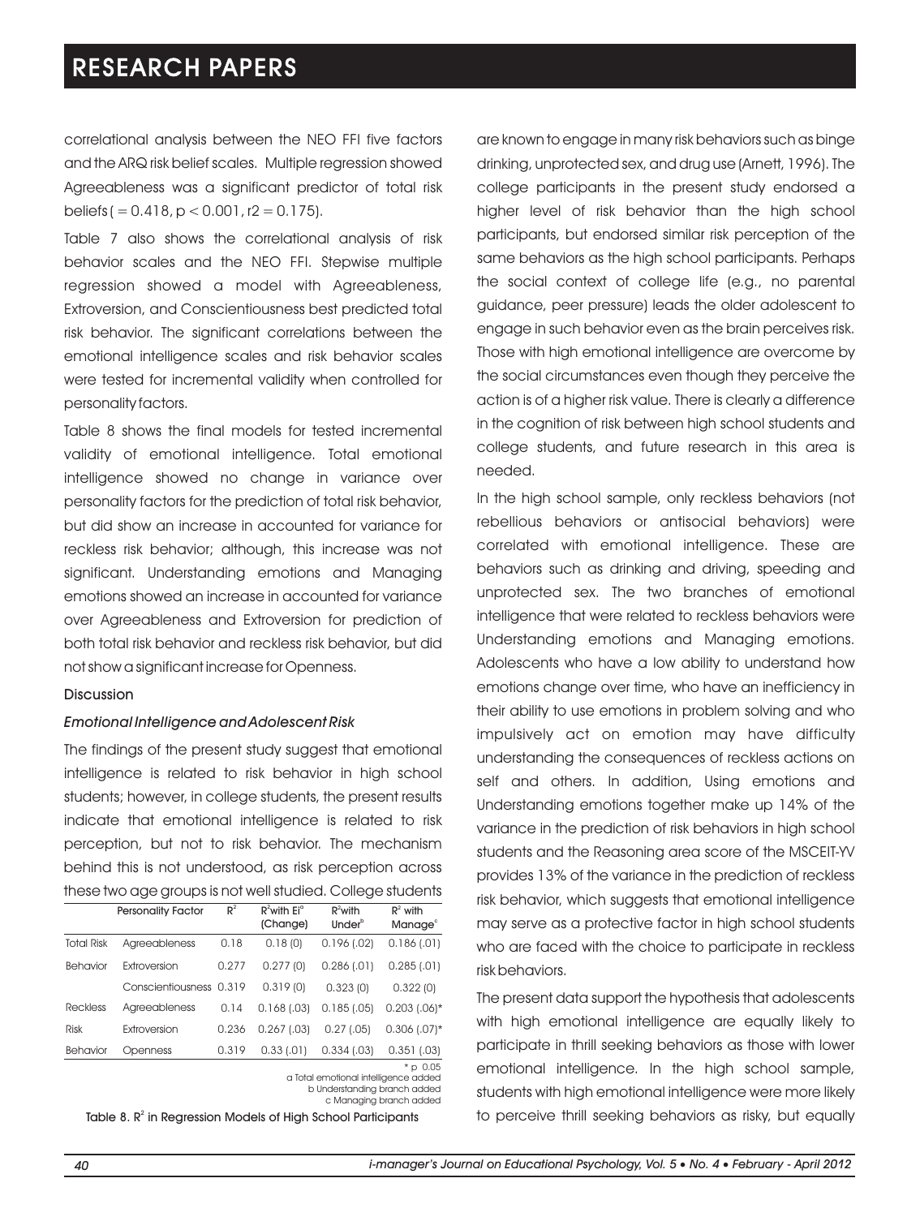correlational analysis between the NEO FFI five factors and the ARQ risk belief scales. Multiple regression showed Agreeableness was a significant predictor of total risk beliefs ( = 0.418, $p < 0.001$, r2 = 0.175).

Table 7 also shows the correlational analysis of risk behavior scales and the NEO FFI. Stepwise multiple regression showed a model with Agreeableness, Extroversion, and Conscientiousness best predicted total risk behavior. The significant correlations between the emotional intelligence scales and risk behavior scales were tested for incremental validity when controlled for personality factors.

Table 8 shows the final models for tested incremental validity of emotional intelligence. Total emotional intelligence showed no change in variance over personality factors for the prediction of total risk behavior, but did show an increase in accounted for variance for reckless risk behavior; although, this increase was not significant. Understanding emotions and Managing emotions showed an increase in accounted for variance over Agreeableness and Extroversion for prediction of both total risk behavior and reckless risk behavior, but did not show a significant increase for Openness.

## Discussion

### *Emotional Intelligence and Adolescent Risk*

The findings of the present study suggest that emotional intelligence is related to risk behavior in high school students; however, in college students, the present results indicate that emotional intelligence is related to risk perception, but not to risk behavior. The mechanism behind this is not understood, as risk perception across these two age groups is not well studied. College students are known to engage in many risk behaviors such as binge drinking, unprotected sex, and drug use (Arnett, 1996). The college participants in the present study endorsed a higher level of risk behavior than the high school participants, but endorsed similar risk perception of the same behaviors as the high school participants. Perhaps the social context of college life (e.g., no parental guidance, peer pressure) leads the older adolescent to engage in such behavior even as the brain perceives risk. Those with high emotional intelligence are overcome by the social circumstances even though they perceive the action is of a higher risk value. There is clearly a difference in the cognition of risk between high school students and college students, and future research in this area is needed.

| | Personality Factor | $R^2$ | $R^2$ with EI[a] (Change) | $R^2$ with Under[b] | $R^2$ with Manage[c] |
|---|---|---|---|---|---|
| Total Risk | Agreeableness | 0.18 | 0.18 (0) | 0.196 (.02) | 0.186 (.01) |
| Behavior | Extroversion | 0.277 | 0.277 (0) | 0.286 (.01) | 0.285 (.01) |
| | Conscientiousness | 0.319 | 0.319 (0) | 0.323 (0) | 0.322 (0) |
| Reckless | Agreeableness | 0.14 | 0.168 (.03) | 0.185 (.05) | 0.203 (.06)* |
| Risk | Extroversion | 0.236 | 0.267 (.03) | 0.27 (.05) | 0.306 (.07)* |
| Behavior | Openness | 0.319 | 0.33 (.01) | 0.334 (.03) | 0.351 (.03) |

\* p 0.05
a Total emotional intelligence added
b Understanding branch added
c Managing branch added

Table 8. $R^2$ in Regression Models of High School Participants

In the high school sample, only reckless behaviors (not rebellious behaviors or antisocial behaviors) were correlated with emotional intelligence. These are behaviors such as drinking and driving, speeding and unprotected sex. The two branches of emotional intelligence that were related to reckless behaviors were Understanding emotions and Managing emotions. Adolescents who have a low ability to understand how emotions change over time, who have an inefficiency in their ability to use emotions in problem solving and who impulsively act on emotion may have difficulty understanding the consequences of reckless actions on self and others. In addition, Using emotions and Understanding emotions together make up 14% of the variance in the prediction of risk behaviors in high school students and the Reasoning area score of the MSCEIT-YV provides 13% of the variance in the prediction of reckless risk behavior, which suggests that emotional intelligence may serve as a protective factor in high school students who are faced with the choice to participate in reckless risk behaviors.

The present data support the hypothesis that adolescents with high emotional intelligence are equally likely to participate in thrill seeking behaviors as those with lower emotional intelligence. In the high school sample, students with high emotional intelligence were more likely to perceive thrill seeking behaviors as risky, but equally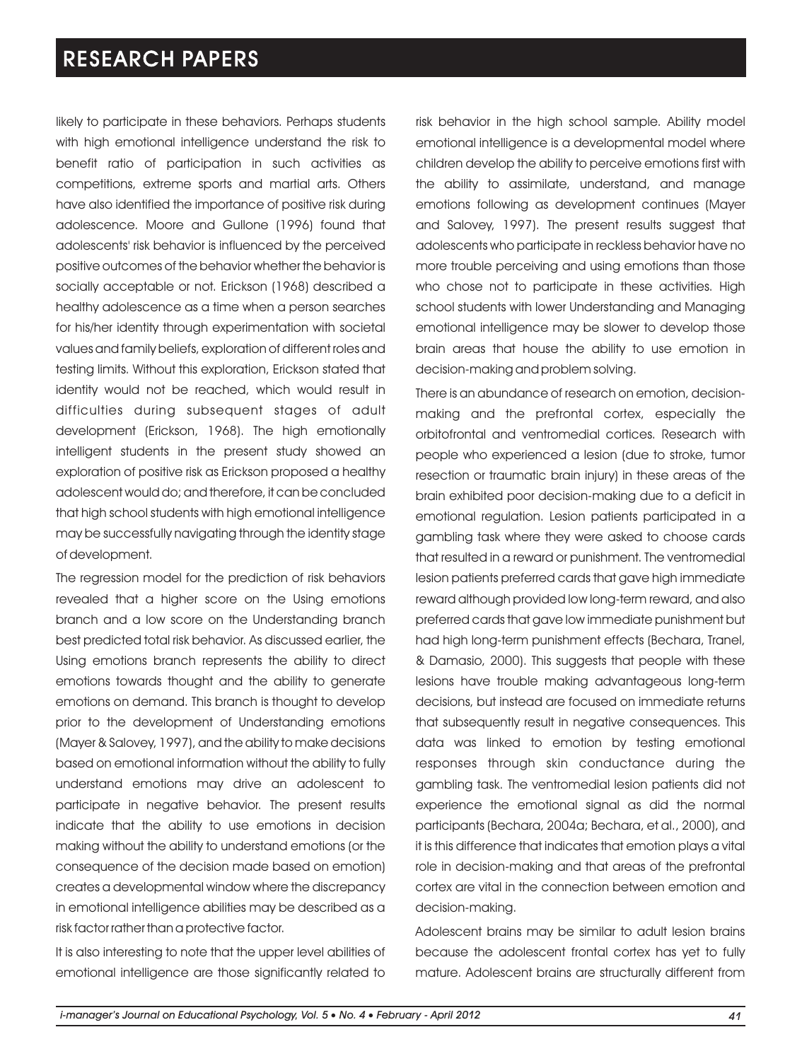likely to participate in these behaviors. Perhaps students with high emotional intelligence understand the risk to benefit ratio of participation in such activities as competitions, extreme sports and martial arts. Others have also identified the importance of positive risk during adolescence. Moore and Gullone (1996) found that adolescents' risk behavior is influenced by the perceived positive outcomes of the behavior whether the behavior is socially acceptable or not. Erickson (1968) described a healthy adolescence as a time when a person searches for his/her identity through experimentation with societal values and family beliefs, exploration of different roles and testing limits. Without this exploration, Erickson stated that identity would not be reached, which would result in difficulties during subsequent stages of adult development (Erickson, 1968). The high emotionally intelligent students in the present study showed an exploration of positive risk as Erickson proposed a healthy adolescent would do; and therefore, it can be concluded that high school students with high emotional intelligence may be successfully navigating through the identity stage of development.

The regression model for the prediction of risk behaviors revealed that a higher score on the Using emotions branch and a low score on the Understanding branch best predicted total risk behavior. As discussed earlier, the Using emotions branch represents the ability to direct emotions towards thought and the ability to generate emotions on demand. This branch is thought to develop prior to the development of Understanding emotions (Mayer & Salovey, 1997), and the ability to make decisions based on emotional information without the ability to fully understand emotions may drive an adolescent to participate in negative behavior. The present results indicate that the ability to use emotions in decision making without the ability to understand emotions (or the consequence of the decision made based on emotion) creates a developmental window where the discrepancy in emotional intelligence abilities may be described as a risk factor rather than a protective factor.

It is also interesting to note that the upper level abilities of emotional intelligence are those significantly related to risk behavior in the high school sample. Ability model emotional intelligence is a developmental model where children develop the ability to perceive emotions first with the ability to assimilate, understand, and manage emotions following as development continues (Mayer and Salovey, 1997). The present results suggest that adolescents who participate in reckless behavior have no more trouble perceiving and using emotions than those who chose not to participate in these activities. High school students with lower Understanding and Managing emotional intelligence may be slower to develop those brain areas that house the ability to use emotion in decision-making and problem solving.

There is an abundance of research on emotion, decision-making and the prefrontal cortex, especially the orbitofrontal and ventromedial cortices. Research with people who experienced a lesion (due to stroke, tumor resection or traumatic brain injury) in these areas of the brain exhibited poor decision-making due to a deficit in emotional regulation. Lesion patients participated in a gambling task where they were asked to choose cards that resulted in a reward or punishment. The ventromedial lesion patients preferred cards that gave high immediate reward although provided low long-term reward, and also preferred cards that gave low immediate punishment but had high long-term punishment effects (Bechara, Tranel, & Damasio, 2000). This suggests that people with these lesions have trouble making advantageous long-term decisions, but instead are focused on immediate returns that subsequently result in negative consequences. This data was linked to emotion by testing emotional responses through skin conductance during the gambling task. The ventromedial lesion patients did not experience the emotional signal as did the normal participants (Bechara, 2004a; Bechara, et al., 2000), and it is this difference that indicates that emotion plays a vital role in decision-making and that areas of the prefrontal cortex are vital in the connection between emotion and decision-making.

Adolescent brains may be similar to adult lesion brains because the adolescent frontal cortex has yet to fully mature. Adolescent brains are structurally different from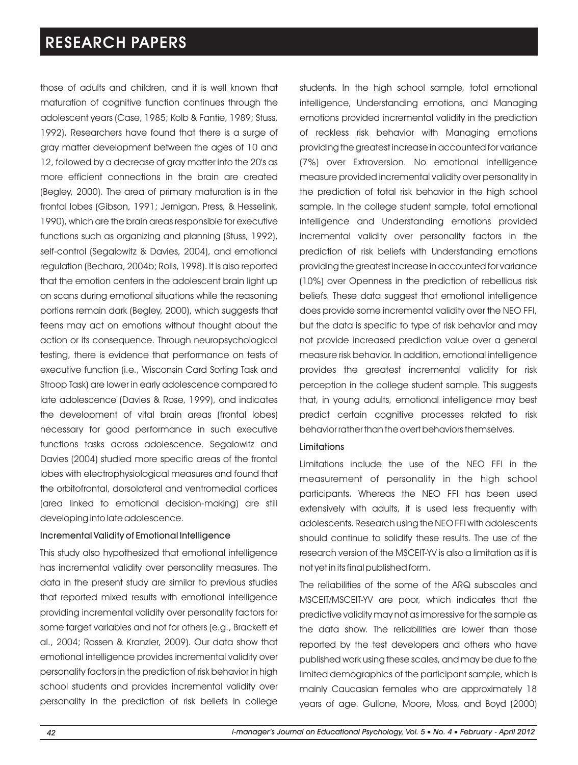those of adults and children, and it is well known that maturation of cognitive function continues through the adolescent years (Case, 1985; Kolb & Fantie, 1989; Stuss, 1992). Researchers have found that there is a surge of gray matter development between the ages of 10 and 12, followed by a decrease of gray matter into the 20's as more efficient connections in the brain are created (Begley, 2000). The area of primary maturation is in the frontal lobes (Gibson, 1991; Jernigan, Press, & Hesselink, 1990), which are the brain areas responsible for executive functions such as organizing and planning (Stuss, 1992), self-control (Segalowitz & Davies, 2004), and emotional regulation (Bechara, 2004b; Rolls, 1998). It is also reported that the emotion centers in the adolescent brain light up on scans during emotional situations while the reasoning portions remain dark (Begley, 2000), which suggests that teens may act on emotions without thought about the action or its consequence. Through neuropsychological testing, there is evidence that performance on tests of executive function (i.e., Wisconsin Card Sorting Task and Stroop Task) are lower in early adolescence compared to late adolescence (Davies & Rose, 1999), and indicates the development of vital brain areas (frontal lobes) necessary for good performance in such executive functions tasks across adolescence. Segalowitz and Davies (2004) studied more specific areas of the frontal lobes with electrophysiological measures and found that the orbitofrontal, dorsolateral and ventromedial cortices (area linked to emotional decision-making) are still developing into late adolescence.

### Incremental Validity of Emotional Intelligence

This study also hypothesized that emotional intelligence has incremental validity over personality measures. The data in the present study are similar to previous studies that reported mixed results with emotional intelligence providing incremental validity over personality factors for some target variables and not for others (e.g., Brackett et al., 2004; Rossen & Kranzler, 2009). Our data show that emotional intelligence provides incremental validity over personality factors in the prediction of risk behavior in high school students and provides incremental validity over personality in the prediction of risk beliefs in college students. In the high school sample, total emotional intelligence, Understanding emotions, and Managing emotions provided incremental validity in the prediction of reckless risk behavior with Managing emotions providing the greatest increase in accounted for variance (7%) over Extroversion. No emotional intelligence measure provided incremental validity over personality in the prediction of total risk behavior in the high school sample. In the college student sample, total emotional intelligence and Understanding emotions provided incremental validity over personality factors in the prediction of risk beliefs with Understanding emotions providing the greatest increase in accounted for variance (10%) over Openness in the prediction of rebellious risk beliefs. These data suggest that emotional intelligence does provide some incremental validity over the NEO FFI, but the data is specific to type of risk behavior and may not provide increased prediction value over a general measure risk behavior. In addition, emotional intelligence provides the greatest incremental validity for risk perception in the college student sample. This suggests that, in young adults, emotional intelligence may best predict certain cognitive processes related to risk behavior rather than the overt behaviors themselves.

### Limitations

Limitations include the use of the NEO FFI in the measurement of personality in the high school participants. Whereas the NEO FFI has been used extensively with adults, it is used less frequently with adolescents. Research using the NEO FFI with adolescents should continue to solidify these results. The use of the research version of the MSCEIT-YV is also a limitation as it is not yet in its final published form.

The reliabilities of the some of the ARQ subscales and MSCEIT/MSCEIT-YV are poor, which indicates that the predictive validity may not as impressive for the sample as the data show. The reliabilities are lower than those reported by the test developers and others who have published work using these scales, and may be due to the limited demographics of the participant sample, which is mainly Caucasian females who are approximately 18 years of age. Gullone, Moore, Moss, and Boyd (2000)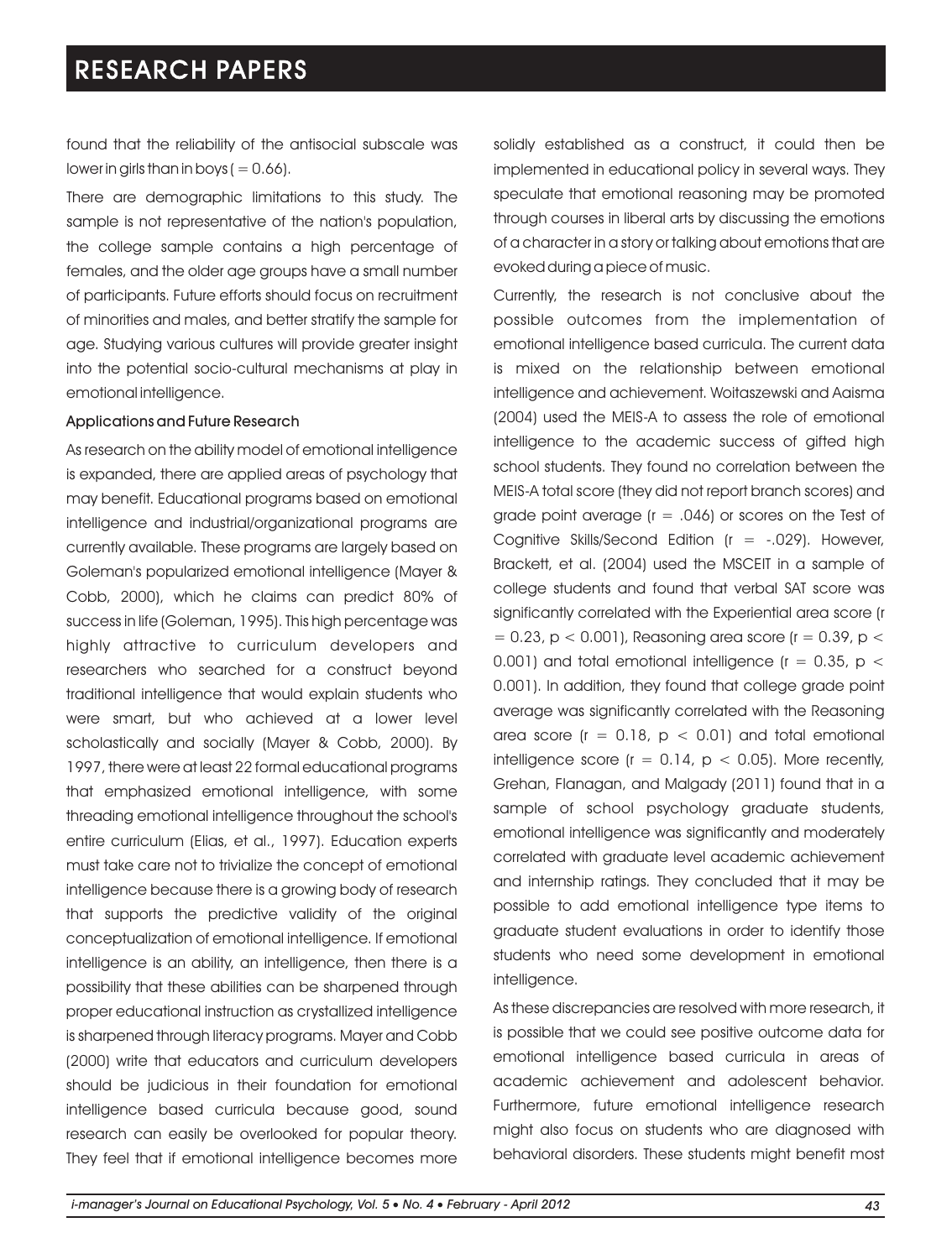found that the reliability of the antisocial subscale was lower in girls than in boys ( = 0.66).

There are demographic limitations to this study. The sample is not representative of the nation's population, the college sample contains a high percentage of females, and the older age groups have a small number of participants. Future efforts should focus on recruitment of minorities and males, and better stratify the sample for age. Studying various cultures will provide greater insight into the potential socio-cultural mechanisms at play in emotional intelligence.

### Applications and Future Research

As research on the ability model of emotional intelligence is expanded, there are applied areas of psychology that may benefit. Educational programs based on emotional intelligence and industrial/organizational programs are currently available. These programs are largely based on Goleman's popularized emotional intelligence (Mayer & Cobb, 2000), which he claims can predict 80% of success in life (Goleman, 1995). This high percentage was highly attractive to curriculum developers and researchers who searched for a construct beyond traditional intelligence that would explain students who were smart, but who achieved at a lower level scholastically and socially (Mayer & Cobb, 2000). By 1997, there were at least 22 formal educational programs that emphasized emotional intelligence, with some threading emotional intelligence throughout the school's entire curriculum (Elias, et al., 1997). Education experts must take care not to trivialize the concept of emotional intelligence because there is a growing body of research that supports the predictive validity of the original conceptualization of emotional intelligence. If emotional intelligence is an ability, an intelligence, then there is a possibility that these abilities can be sharpened through proper educational instruction as crystallized intelligence is sharpened through literacy programs. Mayer and Cobb (2000) write that educators and curriculum developers should be judicious in their foundation for emotional intelligence based curricula because good, sound research can easily be overlooked for popular theory. They feel that if emotional intelligence becomes more solidly established as a construct, it could then be implemented in educational policy in several ways. They speculate that emotional reasoning may be promoted through courses in liberal arts by discussing the emotions of a character in a story or talking about emotions that are evoked during a piece of music.

Currently, the research is not conclusive about the possible outcomes from the implementation of emotional intelligence based curricula. The current data is mixed on the relationship between emotional intelligence and achievement. Woitaszewski and Aaisma (2004) used the MEIS-A to assess the role of emotional intelligence to the academic success of gifted high school students. They found no correlation between the MEIS-A total score (they did not report branch scores) and grade point average ($r = .046$) or scores on the Test of Cognitive Skills/Second Edition ($r = -.029$). However, Brackett, et al. (2004) used the MSCEIT in a sample of college students and found that verbal SAT score was significantly correlated with the Experiential area score ($r = 0.23$, $p < 0.001$), Reasoning area score ($r = 0.39$, $p < 0.001$) and total emotional intelligence ($r = 0.35$, $p < 0.001$). In addition, they found that college grade point average was significantly correlated with the Reasoning area score ($r = 0.18$, $p < 0.01$) and total emotional intelligence score ($r = 0.14$, $p < 0.05$). More recently, Grehan, Flanagan, and Malgady (2011) found that in a sample of school psychology graduate students, emotional intelligence was significantly and moderately correlated with graduate level academic achievement and internship ratings. They concluded that it may be possible to add emotional intelligence type items to graduate student evaluations in order to identify those students who need some development in emotional intelligence.

As these discrepancies are resolved with more research, it is possible that we could see positive outcome data for emotional intelligence based curricula in areas of academic achievement and adolescent behavior. Furthermore, future emotional intelligence research might also focus on students who are diagnosed with behavioral disorders. These students might benefit most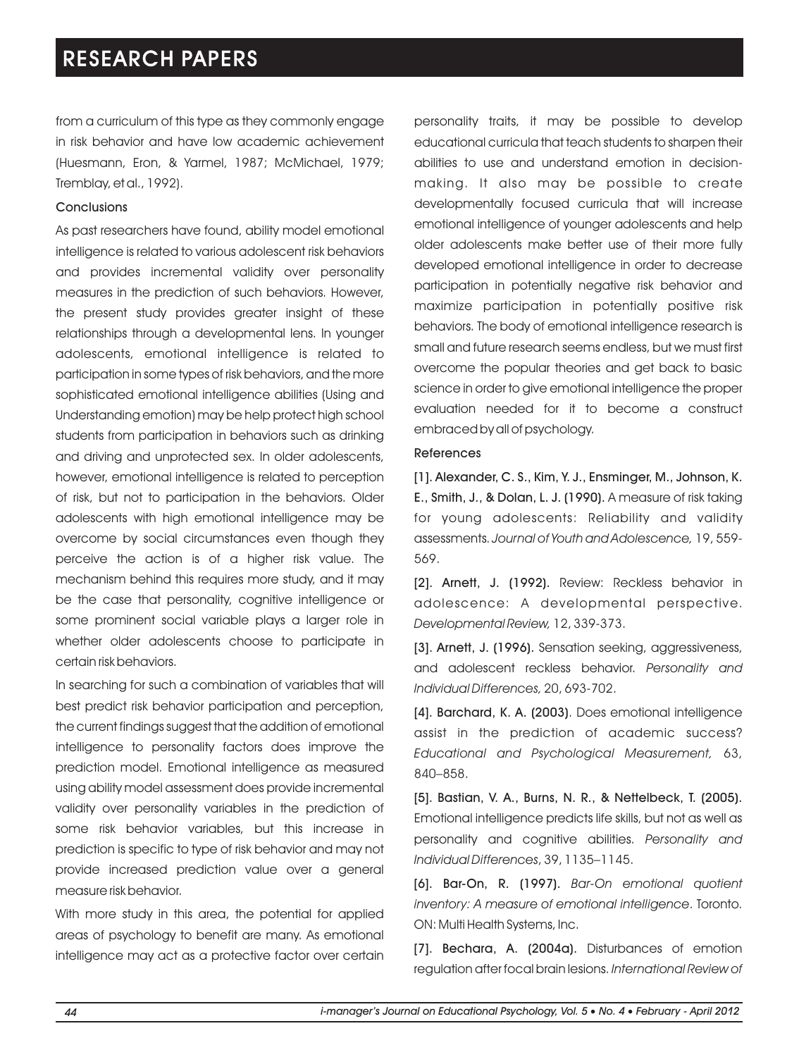from a curriculum of this type as they commonly engage in risk behavior and have low academic achievement (Huesmann, Eron, & Yarmel, 1987; McMichael, 1979; Tremblay, et al., 1992).

### Conclusions

As past researchers have found, ability model emotional intelligence is related to various adolescent risk behaviors and provides incremental validity over personality measures in the prediction of such behaviors. However, the present study provides greater insight of these relationships through a developmental lens. In younger adolescents, emotional intelligence is related to participation in some types of risk behaviors, and the more sophisticated emotional intelligence abilities (Using and Understanding emotion) may be help protect high school students from participation in behaviors such as drinking and driving and unprotected sex. In older adolescents, however, emotional intelligence is related to perception of risk, but not to participation in the behaviors. Older adolescents with high emotional intelligence may be overcome by social circumstances even though they perceive the action is of a higher risk value. The mechanism behind this requires more study, and it may be the case that personality, cognitive intelligence or some prominent social variable plays a larger role in whether older adolescents choose to participate in certain risk behaviors.

In searching for such a combination of variables that will best predict risk behavior participation and perception, the current findings suggest that the addition of emotional intelligence to personality factors does improve the prediction model. Emotional intelligence as measured using ability model assessment does provide incremental validity over personality variables in the prediction of some risk behavior variables, but this increase in prediction is specific to type of risk behavior and may not provide increased prediction value over a general measure risk behavior.

With more study in this area, the potential for applied areas of psychology to benefit are many. As emotional intelligence may act as a protective factor over certain personality traits, it may be possible to develop educational curricula that teach students to sharpen their abilities to use and understand emotion in decision-making. It also may be possible to create developmentally focused curricula that will increase emotional intelligence of younger adolescents and help older adolescents make better use of their more fully developed emotional intelligence in order to decrease participation in potentially negative risk behavior and maximize participation in potentially positive risk behaviors. The body of emotional intelligence research is small and future research seems endless, but we must first overcome the popular theories and get back to basic science in order to give emotional intelligence the proper evaluation needed for it to become a construct embraced by all of psychology.

### References

**[1]. Alexander, C. S., Kim, Y. J., Ensminger, M., Johnson, K. E., Smith, J., & Dolan, L. J. (1990).** A measure of risk taking for young adolescents: Reliability and validity assessments. *Journal of Youth and Adolescence,* 19, 559-569.

**[2]. Arnett, J. (1992).** Review: Reckless behavior in adolescence: A developmental perspective. *Developmental Review,* 12, 339-373.

**[3]. Arnett, J. (1996).** Sensation seeking, aggressiveness, and adolescent reckless behavior. *Personality and Individual Differences,* 20, 693-702.

**[4]. Barchard, K. A. (2003)**. Does emotional intelligence assist in the prediction of academic success? *Educational and Psychological Measurement,* 63, 840–858.

**[5]. Bastian, V. A., Burns, N. R., & Nettelbeck, T. (2005).** Emotional intelligence predicts life skills, but not as well as personality and cognitive abilities. *Personality and Individual Differences*, 39, 1135–1145.

**[6]. Bar-On, R. (1997).** *Bar-On emotional quotient inventory: A measure of emotional intelligence*. Toronto. ON: Multi Health Systems, Inc.

**[7]. Bechara, A. (2004a).** Disturbances of emotion regulation after focal brain lesions. *International Review of*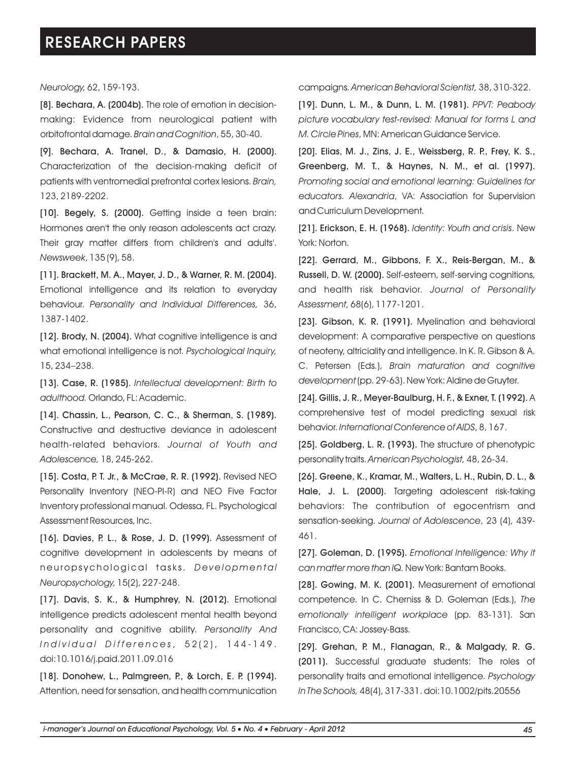*Neurology,* 62, 159-193.

**[8]. Bechara, A. (2004b).** The role of emotion in decision-making: Evidence from neurological patient with orbitofrontal damage. *Brain and Cognition*, 55, 30-40.

**[9]. Bechara, A. Tranel, D., & Damasio, H. (2000).** Characterization of the decision-making deficit of patients with ventromedial prefrontal cortex lesions. *Brain,* 123, 2189-2202.

**[10]. Begely, S. (2000).** Getting inside a teen brain: Hormones aren't the only reason adolescents act crazy. Their gray matter differs from children's and adults'. *Newsweek*, 135 (9), 58.

**[11]. Brackett, M. A., Mayer, J. D., & Warner, R. M. (2004).** Emotional intelligence and its relation to everyday behaviour. *Personality and Individual Differences,* 36, 1387-1402.

**[12]. Brody, N. (2004).** What cognitive intelligence is and what emotional intelligence is not. *Psychological Inquiry,* 15, 234–238.

**[13]. Case, R. (1985).** *Intellectual development: Birth to adulthood.* Orlando, FL: Academic.

**[14]. Chassin, L., Pearson, C. C., & Sherman, S. (1989).** Constructive and destructive deviance in adolescent health-related behaviors. *Journal of Youth and Adolescence,* 18, 245-262.

**[15]. Costa, P. T. Jr., & McCrae, R. R. (1992).** Revised NEO Personality Inventory (NEO-PI-R) and NEO Five Factor Inventory professional manual. Odessa, FL. Psychological Assessment Resources, Inc.

**[16]. Davies, P. L., & Rose, J. D. (1999).** Assessment of cognitive development in adolescents by means of neuropsychological tasks. *Developmental Neuropsychology,* 15(2), 227-248.

**[17]. Davis, S. K., & Humphrey, N. (2012).** Emotional intelligence predicts adolescent mental health beyond personality and cognitive ability. *Personality And Individual Differences*, 52(2), 144-149. doi:10.1016/j.paid.2011.09.016

**[18]. Donohew, L., Palmgreen, P., & Lorch, E. P. (1994).** Attention, need for sensation, and health communication campaigns. *American Behavioral Scientist,* 38, 310-322.

**[19]. Dunn, L. M., & Dunn, L. M. (1981).** *PPVT: Peabody picture vocabulary test-revised: Manual for forms L and M. Circle Pines*, MN: American Guidance Service.

**[20]. Elias, M. J., Zins, J. E., Weissberg, R. P., Frey, K. S., Greenberg, M. T., & Haynes, N. M., et al. (1997).** *Promoting social and emotional learning: Guidelines for educators. Alexandria*, VA: Association for Supervision and Curriculum Development.

**[21]. Erickson, E. H. (1968).** *Identity: Youth and crisis*. New York: Norton.

**[22]. Gerrard, M., Gibbons, F. X., Reis-Bergan, M., & Russell, D. W. (2000).** Self-esteem, self-serving cognitions, and health risk behavior. *Journal of Personality Assessment,* 68(6), 1177-1201.

**[23]. Gibson, K. R. (1991).** Myelination and behavioral development: A comparative perspective on questions of neoteny, altriciality and intelligence. In K. R. Gibson & A. C. Petersen (Eds.), *Brain maturation and cognitive development* (pp. 29-63). New York: Aldine de Gruyter.

**[24]. Gillis, J. R., Meyer-Baulburg, H. F., & Exner, T. (1992).** A comprehensive test of model predicting sexual risk behavior. *International Conference of AIDS*, 8, 167.

**[25]. Goldberg, L. R. (1993).** The structure of phenotypic personality traits. *American Psychologist,* 48, 26-34.

**[26]. Greene, K., Kramar, M., Walters, L. H., Rubin, D. L., & Hale, J. L. (2000).** Targeting adolescent risk-taking behaviors: The contribution of egocentrism and sensation-seeking. *Journal of Adolescence*, 23 (4), 439-461.

**[27]. Goleman, D. (1995).** *Emotional Intelligence: Why it can matter more than IQ.* New York: Bantam Books.

**[28]. Gowing, M. K. (2001).** Measurement of emotional competence. In C. Cherniss & D. Goleman (Eds.), *The emotionally intelligent workplace* (pp. 83-131). San Francisco, CA: Jossey-Bass.

**[29]. Grehan, P. M., Flanagan, R., & Malgady, R. G. (2011).** Successful graduate students: The roles of personality traits and emotional intelligence. *Psychology In The Schools,* 48(4), 317-331. doi:10.1002/pits.20556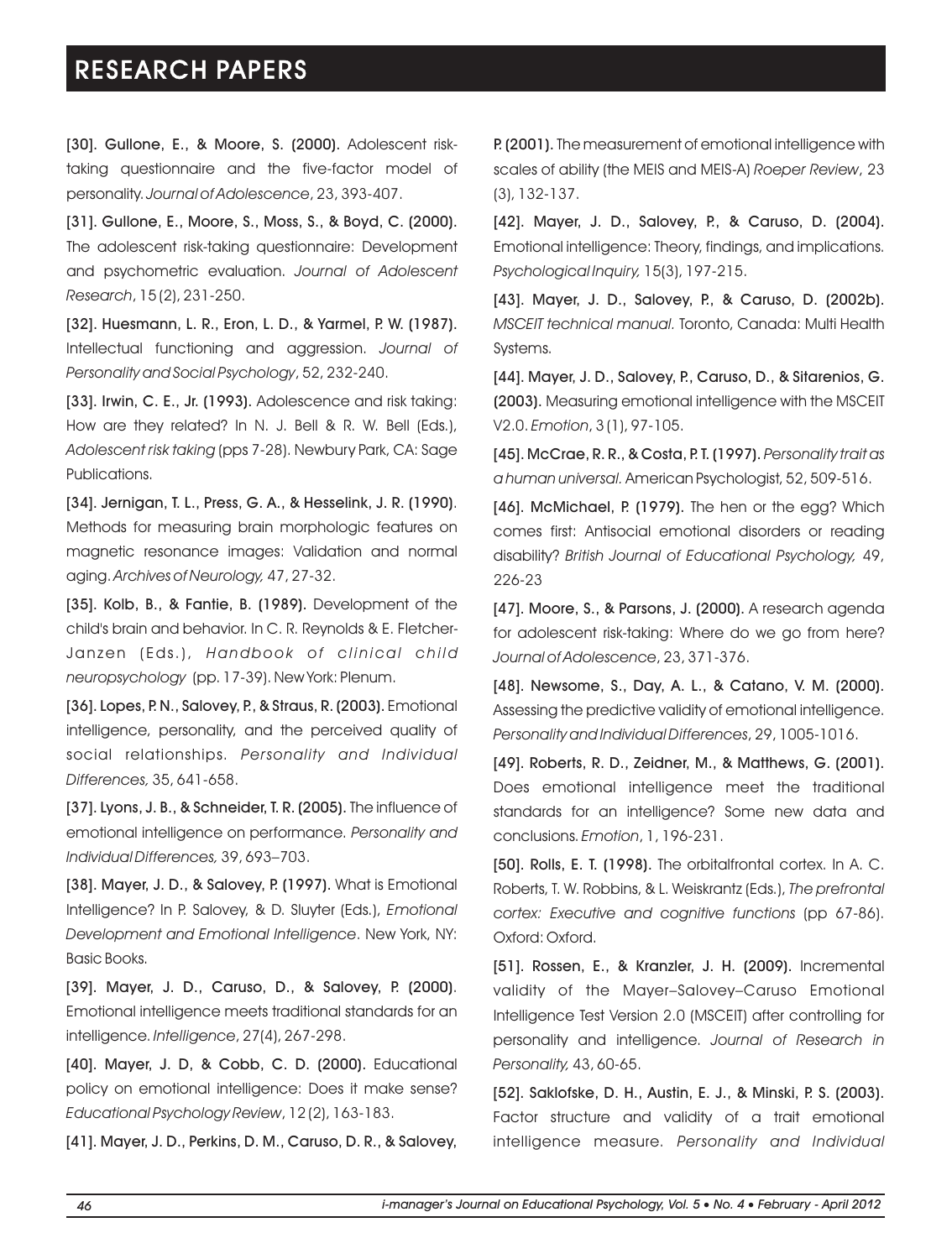[30]. **Gullone, E., & Moore, S. (2000).** Adolescent risk-taking questionnaire and the five-factor model of personality. *Journal of Adolescence*, 23, 393-407.

[31]. **Gullone, E., Moore, S., Moss, S., & Boyd, C. (2000).** The adolescent risk-taking questionnaire: Development and psychometric evaluation. *Journal of Adolescent Research*, 15(2), 231-250.

[32]. **Huesmann, L. R., Eron, L. D., & Yarmel, P. W. (1987).** Intellectual functioning and aggression. *Journal of Personality and Social Psychology*, 52, 232-240.

[33]. **Irwin, C. E., Jr. (1993).** Adolescence and risk taking: How are they related? In N. J. Bell & R. W. Bell (Eds.), *Adolescent risk taking* (pps 7-28). Newbury Park, CA: Sage Publications.

[34]. **Jernigan, T. L., Press, G. A., & Hesselink, J. R. (1990)**. Methods for measuring brain morphologic features on magnetic resonance images: Validation and normal aging. *Archives of Neurology,* 47, 27-32.

[35]. **Kolb, B., & Fantie, B. (1989).** Development of the child's brain and behavior. In C. R. Reynolds & E. Fletcher-Janzen (Eds.), *Handbook of clinical child neuropsychology* (pp. 17-39). New York: Plenum.

[36]. **Lopes, P. N., Salovey, P., & Straus, R. (2003).** Emotional intelligence, personality, and the perceived quality of social relationships. *Personality and Individual Differences,* 35, 641-658.

[37]. **Lyons, J. B., & Schneider, T. R. (2005).** The influence of emotional intelligence on performance. *Personality and Individual Differences,* 39, 693–703.

[38]. **Mayer, J. D., & Salovey, P. (1997).** What is Emotional Intelligence? In P. Salovey, & D. Sluyter (Eds.), *Emotional Development and Emotional Intelligence*. New York, NY: Basic Books.

[39]. **Mayer, J. D., Caruso, D., & Salovey, P. (2000)**. Emotional intelligence meets traditional standards for an intelligence. *Intelligence*, 27(4), 267-298.

[40]. **Mayer, J. D, & Cobb, C. D. (2000).** Educational policy on emotional intelligence: Does it make sense? *Educational Psychology Review*, 12(2), 163-183.

[41]. **Mayer, J. D., Perkins, D. M., Caruso, D. R., & Salovey, P. (2001).** The measurement of emotional intelligence with scales of ability (the MEIS and MEIS-A) *Roeper Review*, 23 (3), 132-137.

[42]. **Mayer, J. D., Salovey, P., & Caruso, D. (2004).** Emotional intelligence: Theory, findings, and implications. *Psychological Inquiry,* 15(3), 197-215.

[43]. **Mayer, J. D., Salovey, P., & Caruso, D. (2002b).** *MSCEIT technical manual.* Toronto, Canada: Multi Health Systems.

[44]. **Mayer, J. D., Salovey, P., Caruso, D., & Sitarenios, G. (2003).** Measuring emotional intelligence with the MSCEIT V2.0. *Emotion*, 3(1), 97-105.

[45]. **McCrae, R. R., & Costa, P. T. (1997).** *Personality trait as a human universal.* American Psychologist, 52, 509-516.

[46]. **McMichael, P. (1979).** The hen or the egg? Which comes first: Antisocial emotional disorders or reading disability? *British Journal of Educational Psychology,* 49, 226-23

[47]. **Moore, S., & Parsons, J. (2000).** A research agenda for adolescent risk-taking: Where do we go from here? *Journal of Adolescence*, 23, 371-376.

[48]. **Newsome, S., Day, A. L., & Catano, V. M. (2000).** Assessing the predictive validity of emotional intelligence. *Personality and Individual Differences*, 29, 1005-1016.

[49]. **Roberts, R. D., Zeidner, M., & Matthews, G. (2001).** Does emotional intelligence meet the traditional standards for an intelligence? Some new data and conclusions. *Emotion*, 1, 196-231.

[50]. **Rolls, E. T. (1998).** The orbitalfrontal cortex. In A. C. Roberts, T. W. Robbins, & L. Weiskrantz (Eds.), *The prefrontal cortex: Executive and cognitive functions* (pp 67-86). Oxford: Oxford.

[51]. **Rossen, E., & Kranzler, J. H. (2009).** Incremental validity of the Mayer–Salovey–Caruso Emotional Intelligence Test Version 2.0 (MSCEIT) after controlling for personality and intelligence. *Journal of Research in Personality,* 43, 60-65.

[52]. **Saklofske, D. H., Austin, E. J., & Minski, P. S. (2003).** Factor structure and validity of a trait emotional intelligence measure. *Personality and Individual*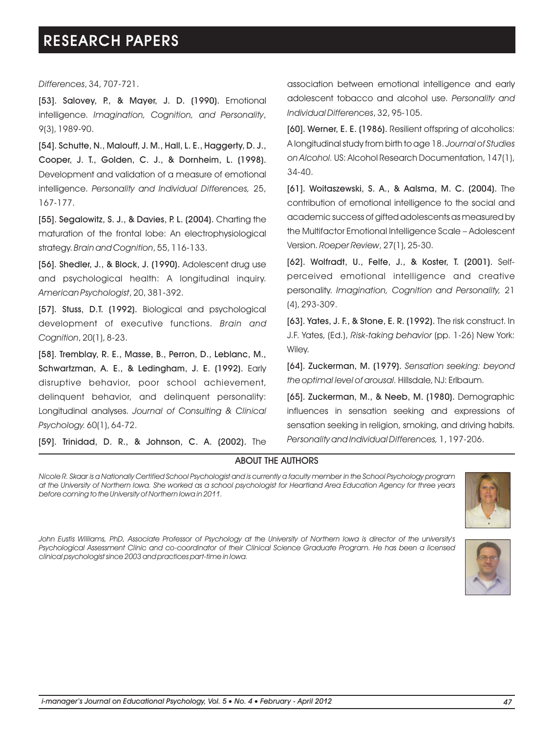*Differences*, 34, 707-721.

**[53]. Salovey, P., & Mayer, J. D. (1990).** Emotional intelligence. *Imagination, Cognition, and Personality*, 9(3), 1989-90.

**[54]. Schutte, N., Malouff, J. M., Hall, L. E., Haggerty, D. J., Cooper, J. T., Golden, C. J., & Dornheim, L. (1998).** Development and validation of a measure of emotional intelligence. *Personality and Individual Differences,* 25, 167-177.

**[55]. Segalowitz, S. J., & Davies, P. L. (2004).** Charting the maturation of the frontal lobe: An electrophysiological strategy. *Brain and Cognition*, 55, 116-133.

**[56]. Shedler, J., & Block, J. (1990).** Adolescent drug use and psychological health: A longitudinal inquiry. *American Psychologist*, 20, 381-392.

**[57]. Stuss, D.T. (1992).** Biological and psychological development of executive functions. *Brain and Cognition*, 20(1), 8-23.

**[58]. Tremblay, R. E., Masse, B., Perron, D., Leblanc, M., Schwartzman, A. E., & Ledingham, J. E. (1992).** Early disruptive behavior, poor school achievement, delinquent behavior, and delinquent personality: Longitudinal analyses. *Journal of Consulting & Clinical Psychology.* 60(1), 64-72.

**[59]. Trinidad, D. R., & Johnson, C. A. (2002).** The association between emotional intelligence and early adolescent tobacco and alcohol use. *Personality and Individual Differences*, 32, 95-105.

**[60]. Werner, E. E. (1986).** Resilient offspring of alcoholics: A longitudinal study from birth to age 18. *Journal of Studies on Alcohol.* US: Alcohol Research Documentation, 147(1), 34-40.

**[61]. Woitaszewski, S. A., & Aalsma, M. C. (2004).** The contribution of emotional intelligence to the social and academic success of gifted adolescents as measured by the Multifactor Emotional Intelligence Scale – Adolescent Version. *Roeper Review*, 27(1), 25-30.

**[62]. Wolfradt, U., Felfe, J., & Koster, T. (2001).** Self-perceived emotional intelligence and creative personality. *Imagination, Cognition and Personality,* 21 (4), 293-309.

**[63]. Yates, J. F., & Stone, E. R. (1992).** The risk construct. In J.F. Yates, (Ed.), *Risk-taking behavior* (pp. 1-26) New York: Wiley.

**[64]. Zuckerman, M. (1979).** *Sensation seeking: beyond the optimal level of arousal.* Hillsdale, NJ: Erlbaum.

**[65]. Zuckerman, M., & Neeb, M. (1980).** Demographic influences in sensation seeking and expressions of sensation seeking in religion, smoking, and driving habits. *Personality and Individual Differences,* 1, 197-206.

## ABOUT THE AUTHORS

*Nicole R. Skaar is a Nationally Certified School Psychologist and is currently a faculty member in the School Psychology program at the University of Northern Iowa. She worked as a school psychologist for Heartland Area Education Agency for three years before coming to the University of Northern Iowa in 2011.*

*John Eustis Williams, PhD, Associate Professor of Psychology at the University of Northern Iowa is director of the university's Psychological Assessment Clinic and co-coordinator of their Clinical Science Graduate Program. He has been a licensed clinical psychologist since 2003 and practices part-time in Iowa.*